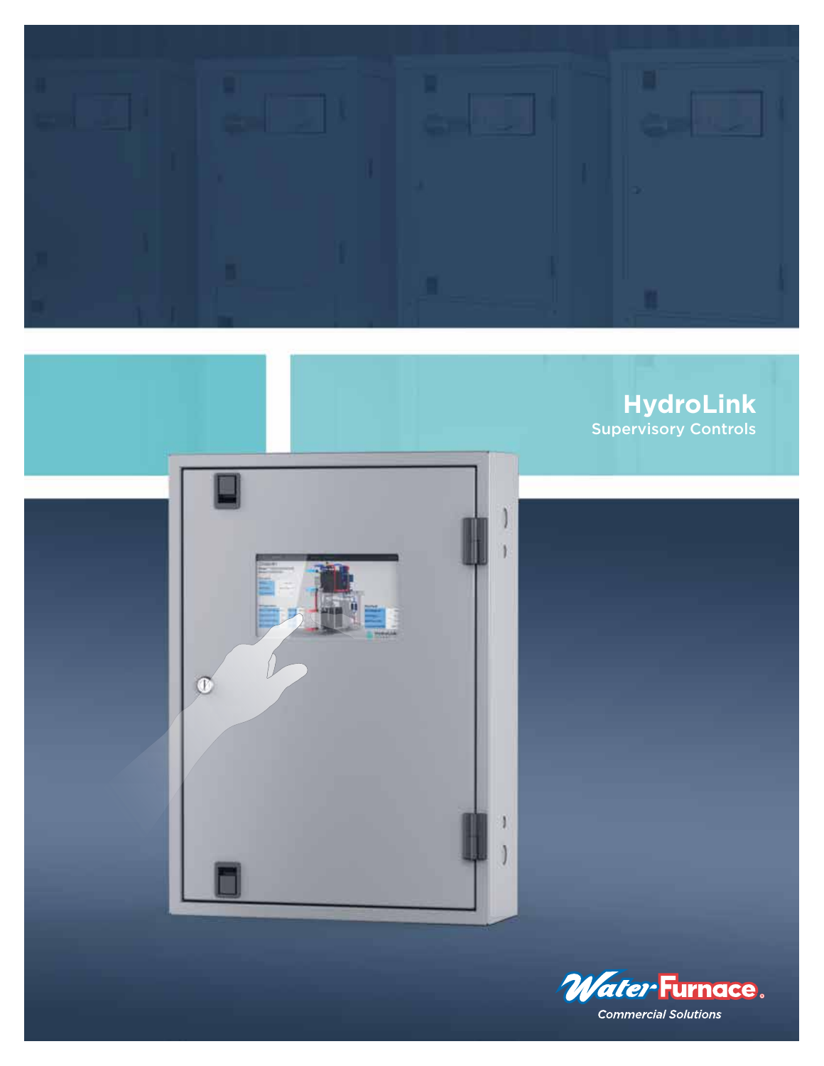# HydroLink

## Supervisory Controls

WaterFurnace®

*Commercial Solutions*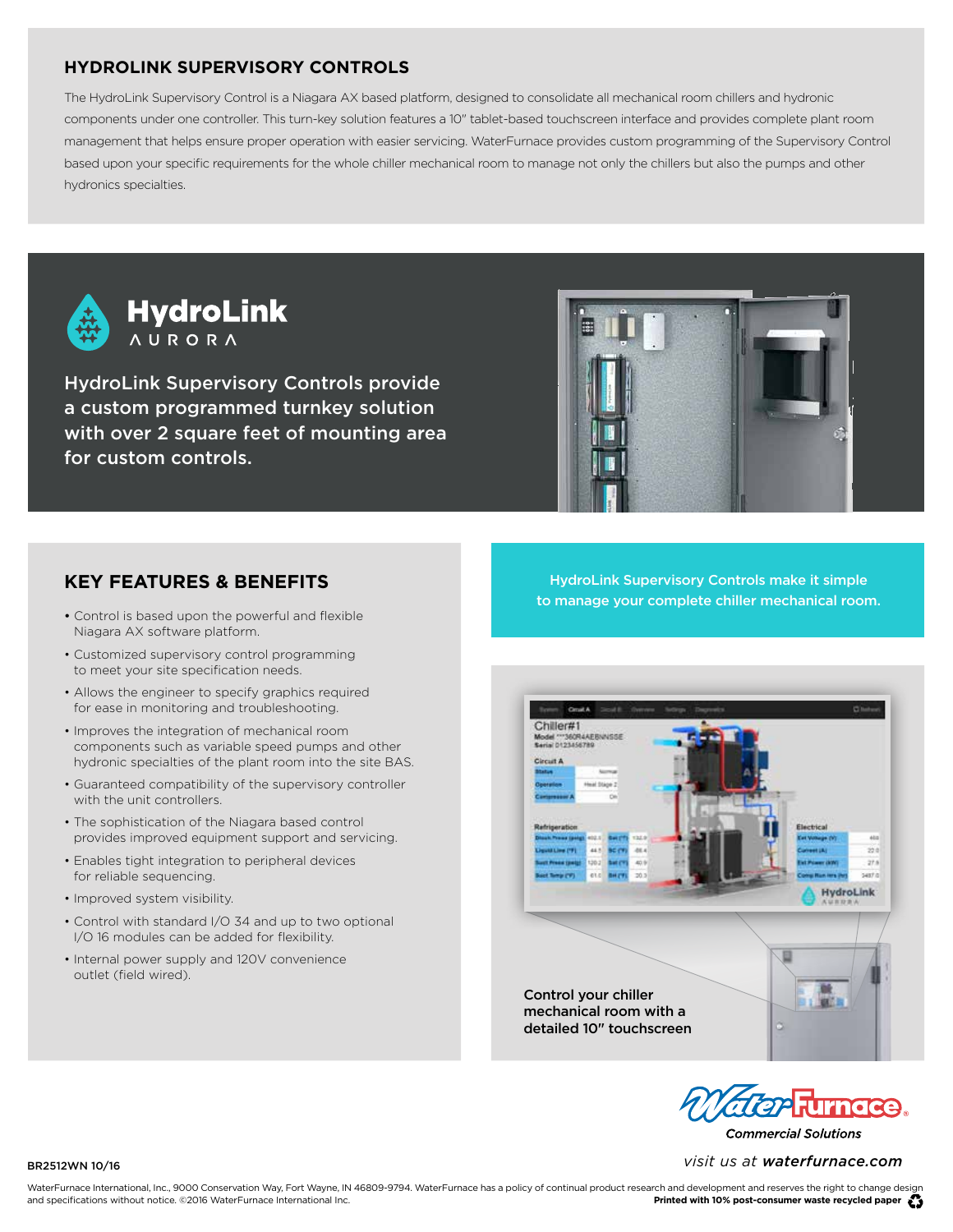## HYDROLINK SUPERVISORY CONTROLS

The HydroLink Supervisory Control is a Niagara AX based platform, designed to consolidate all mechanical room chillers and hydronic components under one controller. This turn-key solution features a 10" tablet-based touchscreen interface and provides complete plant room management that helps ensure proper operation with easier servicing. WaterFurnace provides custom programming of the Supervisory Control based upon your specific requirements for the whole chiller mechanical room to manage not only the chillers but also the pumps and other hydronics specialties.

**HydroLink AURORA**

HydroLink Supervisory Controls provide a custom programmed turnkey solution with over 2 square feet of mounting area for custom controls.

## KEY FEATURES & BENEFITS

- Control is based upon the powerful and flexible Niagara AX software platform.
- Customized supervisory control programming to meet your site specification needs.
- Allows the engineer to specify graphics required for ease in monitoring and troubleshooting.
- Improves the integration of mechanical room components such as variable speed pumps and other hydronic specialties of the plant room into the site BAS.
- Guaranteed compatibility of the supervisory controller with the unit controllers.
- The sophistication of the Niagara based control provides improved equipment support and servicing.
- Enables tight integration to peripheral devices for reliable sequencing.
- Improved system visibility.
- Control with standard I/O 34 and up to two optional I/O 16 modules can be added for flexibility.
- Internal power supply and 120V convenience outlet (field wired).

**HydroLink Supervisory Controls make it simple to manage your complete chiller mechanical room.**

**Control your chiller mechanical room with a detailed 10" touchscreen**

WaterFurnace Commercial Solutions

*visit us at* ***waterfurnace.com***

BR2512WN 10/16

WaterFurnace International, Inc., 9000 Conservation Way, Fort Wayne, IN 46809-9794. WaterFurnace has a policy of continual product research and development and reserves the right to change design and specifications without notice. ©2016 WaterFurnace International Inc.

**Printed with 10% post-consumer waste recycled paper**